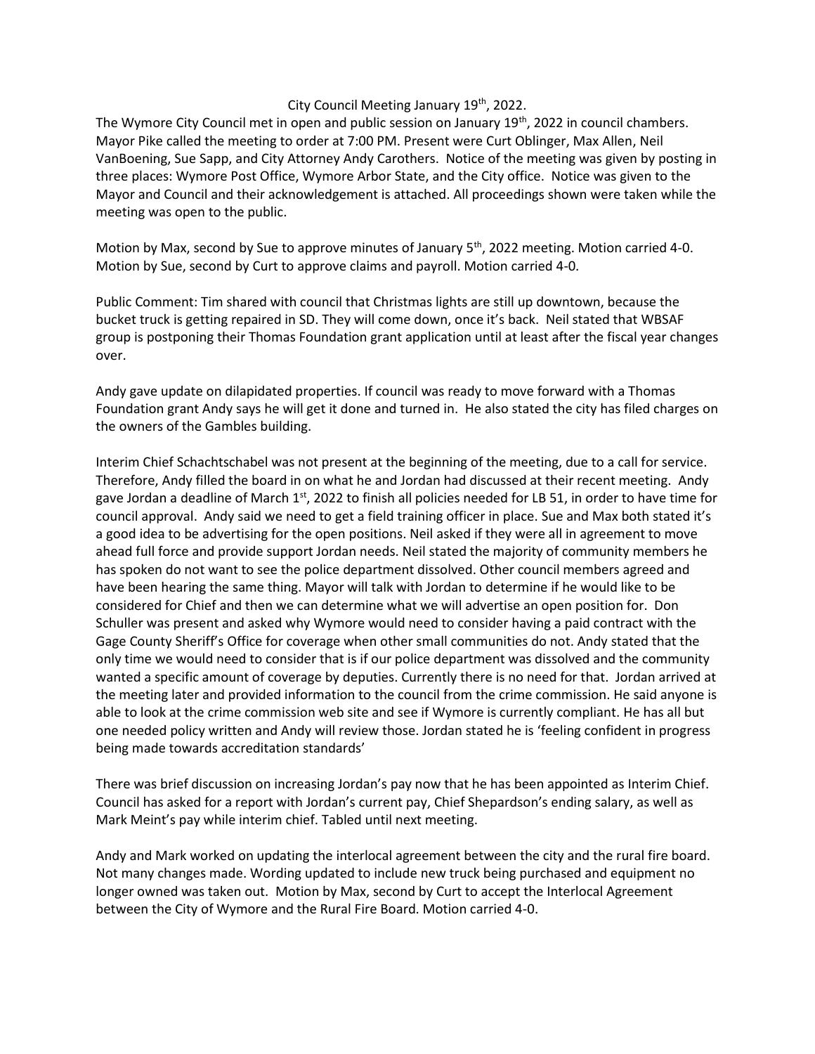City Council Meeting January 19th, 2022.

The Wymore City Council met in open and public session on January 19th, 2022 in council chambers. Mayor Pike called the meeting to order at 7:00 PM. Present were Curt Oblinger, Max Allen, Neil VanBoening, Sue Sapp, and City Attorney Andy Carothers. Notice of the meeting was given by posting in three places: Wymore Post Office, Wymore Arbor State, and the City office. Notice was given to the Mayor and Council and their acknowledgement is attached. All proceedings shown were taken while the meeting was open to the public.

Motion by Max, second by Sue to approve minutes of January 5th, 2022 meeting. Motion carried 4-0. Motion by Sue, second by Curt to approve claims and payroll. Motion carried 4-0.

Public Comment: Tim shared with council that Christmas lights are still up downtown, because the bucket truck is getting repaired in SD. They will come down, once it's back. Neil stated that WBSAF group is postponing their Thomas Foundation grant application until at least after the fiscal year changes over.

Andy gave update on dilapidated properties. If council was ready to move forward with a Thomas Foundation grant Andy says he will get it done and turned in. He also stated the city has filed charges on the owners of the Gambles building.

Interim Chief Schachtschabel was not present at the beginning of the meeting, due to a call for service. Therefore, Andy filled the board in on what he and Jordan had discussed at their recent meeting. Andy gave Jordan a deadline of March 1st, 2022 to finish all policies needed for LB 51, in order to have time for council approval. Andy said we need to get a field training officer in place. Sue and Max both stated it's a good idea to be advertising for the open positions. Neil asked if they were all in agreement to move ahead full force and provide support Jordan needs. Neil stated the majority of community members he has spoken do not want to see the police department dissolved. Other council members agreed and have been hearing the same thing. Mayor will talk with Jordan to determine if he would like to be considered for Chief and then we can determine what we will advertise an open position for. Don Schuller was present and asked why Wymore would need to consider having a paid contract with the Gage County Sheriff's Office for coverage when other small communities do not. Andy stated that the only time we would need to consider that is if our police department was dissolved and the community wanted a specific amount of coverage by deputies. Currently there is no need for that. Jordan arrived at the meeting later and provided information to the council from the crime commission. He said anyone is able to look at the crime commission web site and see if Wymore is currently compliant. He has all but one needed policy written and Andy will review those. Jordan stated he is 'feeling confident in progress being made towards accreditation standards'

There was brief discussion on increasing Jordan's pay now that he has been appointed as Interim Chief. Council has asked for a report with Jordan's current pay, Chief Shepardson's ending salary, as well as Mark Meint's pay while interim chief. Tabled until next meeting.

Andy and Mark worked on updating the interlocal agreement between the city and the rural fire board. Not many changes made. Wording updated to include new truck being purchased and equipment no longer owned was taken out. Motion by Max, second by Curt to accept the Interlocal Agreement between the City of Wymore and the Rural Fire Board. Motion carried 4-0.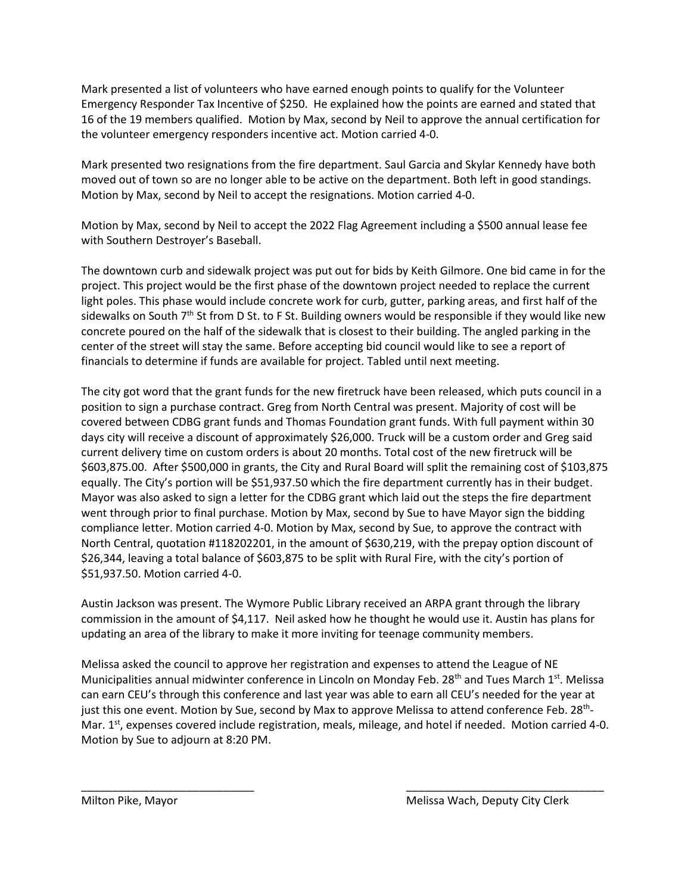Mark presented a list of volunteers who have earned enough points to qualify for the Volunteer Emergency Responder Tax Incentive of $250. He explained how the points are earned and stated that 16 of the 19 members qualified. Motion by Max, second by Neil to approve the annual certification for the volunteer emergency responders incentive act. Motion carried 4-0.

Mark presented two resignations from the fire department. Saul Garcia and Skylar Kennedy have both moved out of town so are no longer able to be active on the department. Both left in good standings. Motion by Max, second by Neil to accept the resignations. Motion carried 4-0.

Motion by Max, second by Neil to accept the 2022 Flag Agreement including a $500 annual lease fee with Southern Destroyer's Baseball.

The downtown curb and sidewalk project was put out for bids by Keith Gilmore. One bid came in for the project. This project would be the first phase of the downtown project needed to replace the current light poles. This phase would include concrete work for curb, gutter, parking areas, and first half of the sidewalks on South 7th St from D St. to F St. Building owners would be responsible if they would like new concrete poured on the half of the sidewalk that is closest to their building. The angled parking in the center of the street will stay the same. Before accepting bid council would like to see a report of financials to determine if funds are available for project. Tabled until next meeting.

The city got word that the grant funds for the new firetruck have been released, which puts council in a position to sign a purchase contract. Greg from North Central was present. Majority of cost will be covered between CDBG grant funds and Thomas Foundation grant funds. With full payment within 30 days city will receive a discount of approximately $26,000. Truck will be a custom order and Greg said current delivery time on custom orders is about 20 months. Total cost of the new firetruck will be $603,875.00. After $500,000 in grants, the City and Rural Board will split the remaining cost of $103,875 equally. The City's portion will be $51,937.50 which the fire department currently has in their budget. Mayor was also asked to sign a letter for the CDBG grant which laid out the steps the fire department went through prior to final purchase. Motion by Max, second by Sue to have Mayor sign the bidding compliance letter. Motion carried 4-0. Motion by Max, second by Sue, to approve the contract with North Central, quotation #118202201, in the amount of $630,219, with the prepay option discount of $26,344, leaving a total balance of $603,875 to be split with Rural Fire, with the city's portion of $51,937.50. Motion carried 4-0.

Austin Jackson was present. The Wymore Public Library received an ARPA grant through the library commission in the amount of $4,117. Neil asked how he thought he would use it. Austin has plans for updating an area of the library to make it more inviting for teenage community members.

Melissa asked the council to approve her registration and expenses to attend the League of NE Municipalities annual midwinter conference in Lincoln on Monday Feb. 28th and Tues March 1st. Melissa can earn CEU's through this conference and last year was able to earn all CEU's needed for the year at just this one event. Motion by Sue, second by Max to approve Melissa to attend conference Feb. 28th-Mar. 1st, expenses covered include registration, meals, mileage, and hotel if needed. Motion carried 4-0. Motion by Sue to adjourn at 8:20 PM.

\_\_\_\_\_\_\_\_\_\_\_\_\_\_\_\_\_\_\_\_\_\_\_\_\_\_\_\_\_\_ \_\_\_\_\_\_\_\_\_\_\_\_\_\_\_\_\_\_\_\_\_\_\_\_\_\_\_\_\_\_\_\_\_\_

Milton Pike, Mayor Melissa Wach, Deputy City Clerk